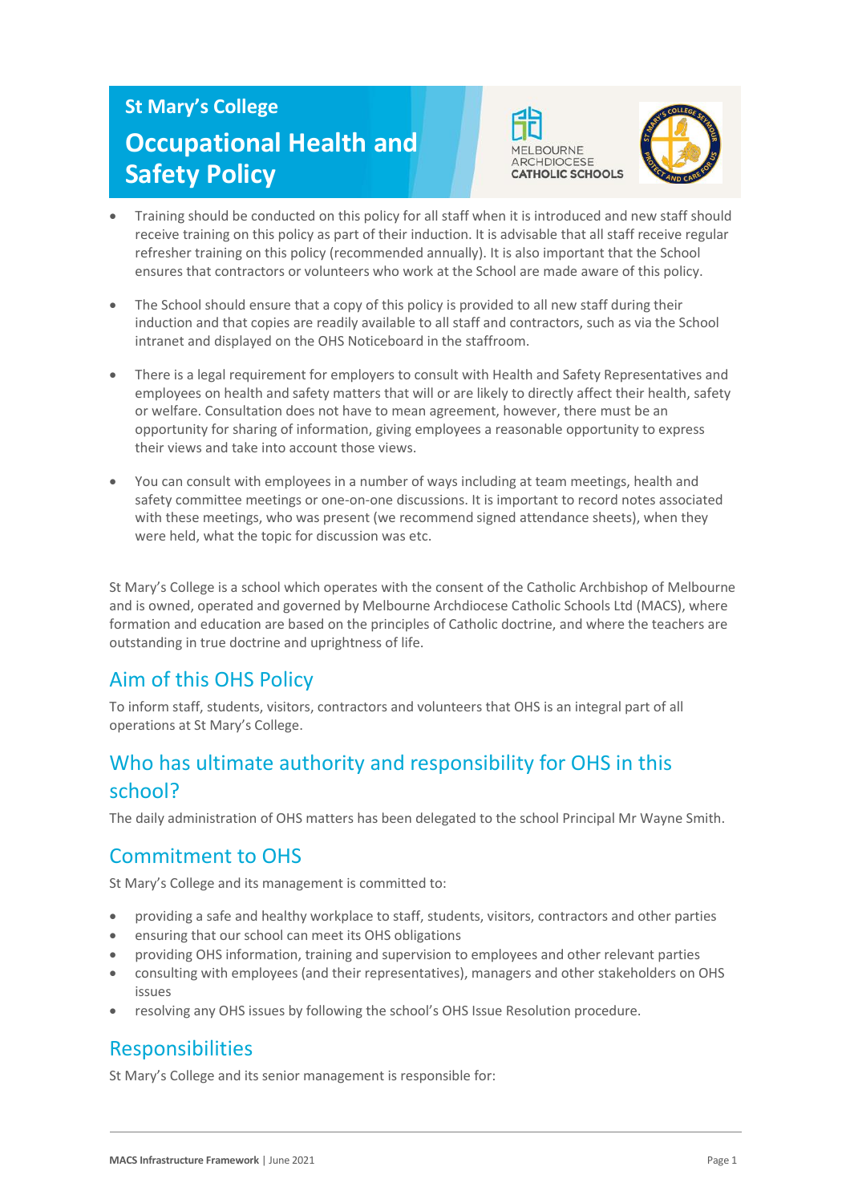# St Mary's College

# Occupational Health and Safety Policy

- Training should be conducted on this policy for all staff when it is introduced and new staff should receive training on this policy as part of their induction. It is advisable that all staff receive regular refresher training on this policy (recommended annually). It is also important that the School ensures that contractors or volunteers who work at the School are made aware of this policy.
- The School should ensure that a copy of this policy is provided to all new staff during their induction and that copies are readily available to all staff and contractors, such as via the School intranet and displayed on the OHS Noticeboard in the staffroom.
- There is a legal requirement for employers to consult with Health and Safety Representatives and employees on health and safety matters that will or are likely to directly affect their health, safety or welfare. Consultation does not have to mean agreement, however, there must be an opportunity for sharing of information, giving employees a reasonable opportunity to express their views and take into account those views.
- You can consult with employees in a number of ways including at team meetings, health and safety committee meetings or one-on-one discussions. It is important to record notes associated with these meetings, who was present (we recommend signed attendance sheets), when they were held, what the topic for discussion was etc.

St Mary's College is a school which operates with the consent of the Catholic Archbishop of Melbourne and is owned, operated and governed by Melbourne Archdiocese Catholic Schools Ltd (MACS), where formation and education are based on the principles of Catholic doctrine, and where the teachers are outstanding in true doctrine and uprightness of life.

## Aim of this OHS Policy

To inform staff, students, visitors, contractors and volunteers that OHS is an integral part of all operations at St Mary's College.

## Who has ultimate authority and responsibility for OHS in this school?

The daily administration of OHS matters has been delegated to the school Principal Mr Wayne Smith.

## Commitment to OHS

St Mary's College and its management is committed to:

- providing a safe and healthy workplace to staff, students, visitors, contractors and other parties
- ensuring that our school can meet its OHS obligations
- providing OHS information, training and supervision to employees and other relevant parties
- consulting with employees (and their representatives), managers and other stakeholders on OHS issues
- resolving any OHS issues by following the school's OHS Issue Resolution procedure.

## Responsibilities

St Mary's College and its senior management is responsible for: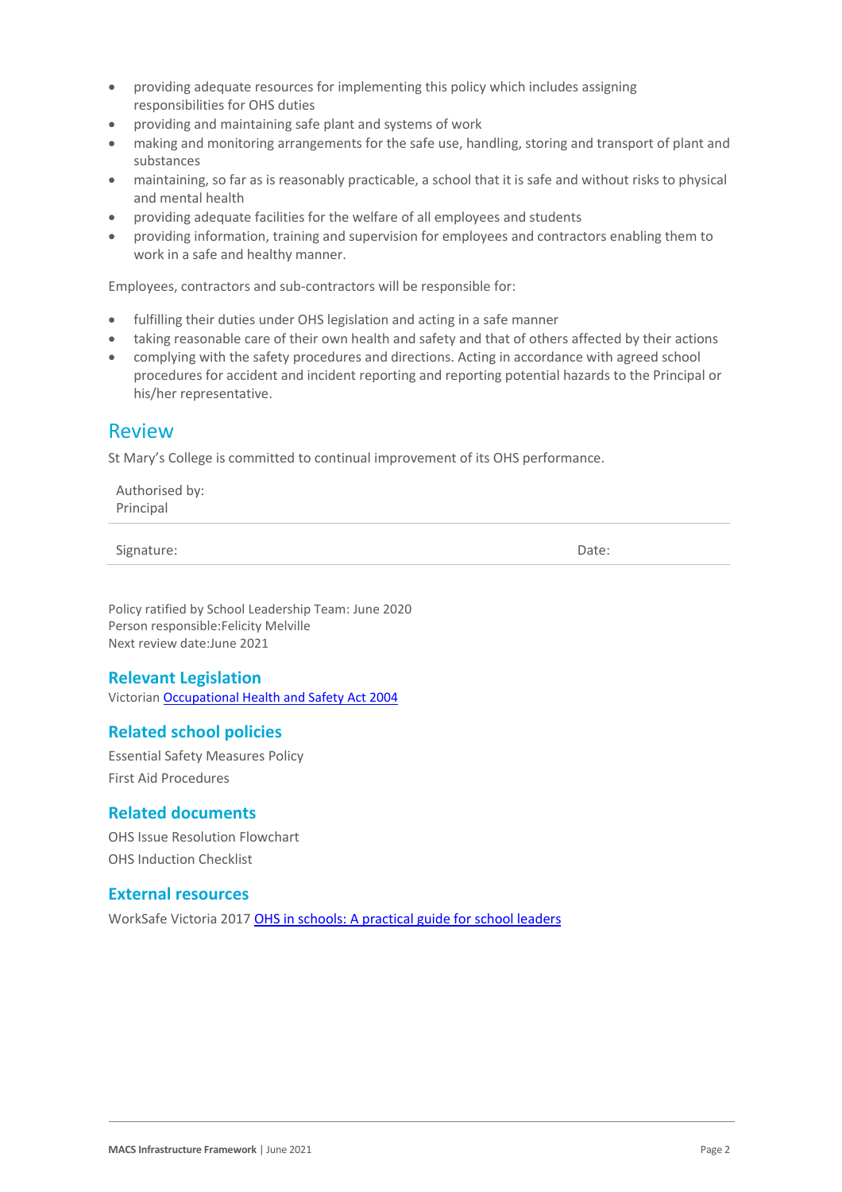- providing adequate resources for implementing this policy which includes assigning responsibilities for OHS duties
- providing and maintaining safe plant and systems of work
- making and monitoring arrangements for the safe use, handling, storing and transport of plant and substances
- maintaining, so far as is reasonably practicable, a school that it is safe and without risks to physical and mental health
- providing adequate facilities for the welfare of all employees and students
- providing information, training and supervision for employees and contractors enabling them to work in a safe and healthy manner.

Employees, contractors and sub-contractors will be responsible for:

- fulfilling their duties under OHS legislation and acting in a safe manner
- taking reasonable care of their own health and safety and that of others affected by their actions
- complying with the safety procedures and directions. Acting in accordance with agreed school procedures for accident and incident reporting and reporting potential hazards to the Principal or his/her representative.

## Review

St Mary's College is committed to continual improvement of its OHS performance.

| | |
|---|---|
| Authorised by:<br>Principal | |
| Signature: | Date: |

Policy ratified by School Leadership Team: June 2020
Person responsible:Felicity Melville
Next review date:June 2021

### Relevant Legislation

Victorian Occupational Health and Safety Act 2004

### Related school policies

Essential Safety Measures Policy

First Aid Procedures

### Related documents

OHS Issue Resolution Flowchart

OHS Induction Checklist

### External resources

WorkSafe Victoria 2017 OHS in schools: A practical guide for school leaders